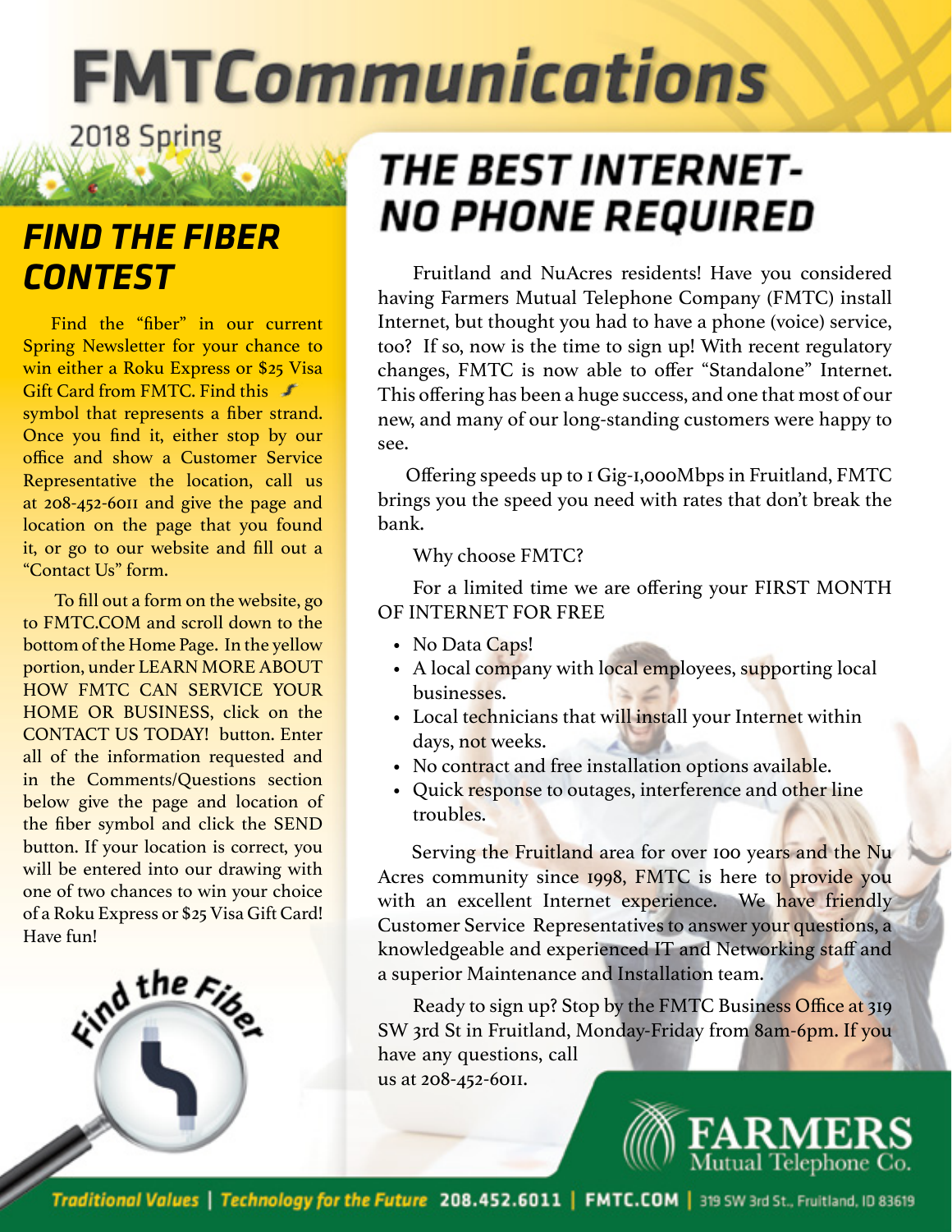# FMTCommunications

2018 Spring

## FIND THE FIBER CONTEST

Find the "fiber" in our current Spring Newsletter for your chance to win either a Roku Express or $25 Visa Gift Card from FMTC. Find this symbol that represents a fiber strand. Once you find it, either stop by our office and show a Customer Service Representative the location, call us at 208-452-6011 and give the page and location on the page that you found it, or go to our website and fill out a "Contact Us" form.

To fill out a form on the website, go to FMTC.COM and scroll down to the bottom of the Home Page. In the yellow portion, under LEARN MORE ABOUT HOW FMTC CAN SERVICE YOUR HOME OR BUSINESS, click on the CONTACT US TODAY! button. Enter all of the information requested and in the Comments/Questions section below give the page and location of the fiber symbol and click the SEND button. If your location is correct, you will be entered into our drawing with one of two chances to win your choice of a Roku Express or $25 Visa Gift Card! Have fun!

Find the Fiber

## THE BEST INTERNET- NO PHONE REQUIRED

Fruitland and NuAcres residents! Have you considered having Farmers Mutual Telephone Company (FMTC) install Internet, but thought you had to have a phone (voice) service, too? If so, now is the time to sign up! With recent regulatory changes, FMTC is now able to offer "Standalone" Internet. This offering has been a huge success, and one that most of our new, and many of our long-standing customers were happy to see.

Offering speeds up to 1 Gig-1,000Mbps in Fruitland, FMTC brings you the speed you need with rates that don't break the bank.

Why choose FMTC?

For a limited time we are offering your FIRST MONTH OF INTERNET FOR FREE

- No Data Caps!
- A local company with local employees, supporting local businesses.
- Local technicians that will install your Internet within days, not weeks.
- No contract and free installation options available.
- Quick response to outages, interference and other line troubles.

Serving the Fruitland area for over 100 years and the Nu Acres community since 1998, FMTC is here to provide you with an excellent Internet experience. We have friendly Customer Service Representatives to answer your questions, a knowledgeable and experienced IT and Networking staff and a superior Maintenance and Installation team.

Ready to sign up? Stop by the FMTC Business Office at 319 SW 3rd St in Fruitland, Monday-Friday from 8am-6pm. If you have any questions, call us at 208-452-6011.

FARMERS Mutual Telephone Co.

Traditional Values | Technology for the Future 208.452.6011 | FMTC.COM | 319 SW 3rd St., Fruitland, ID 83619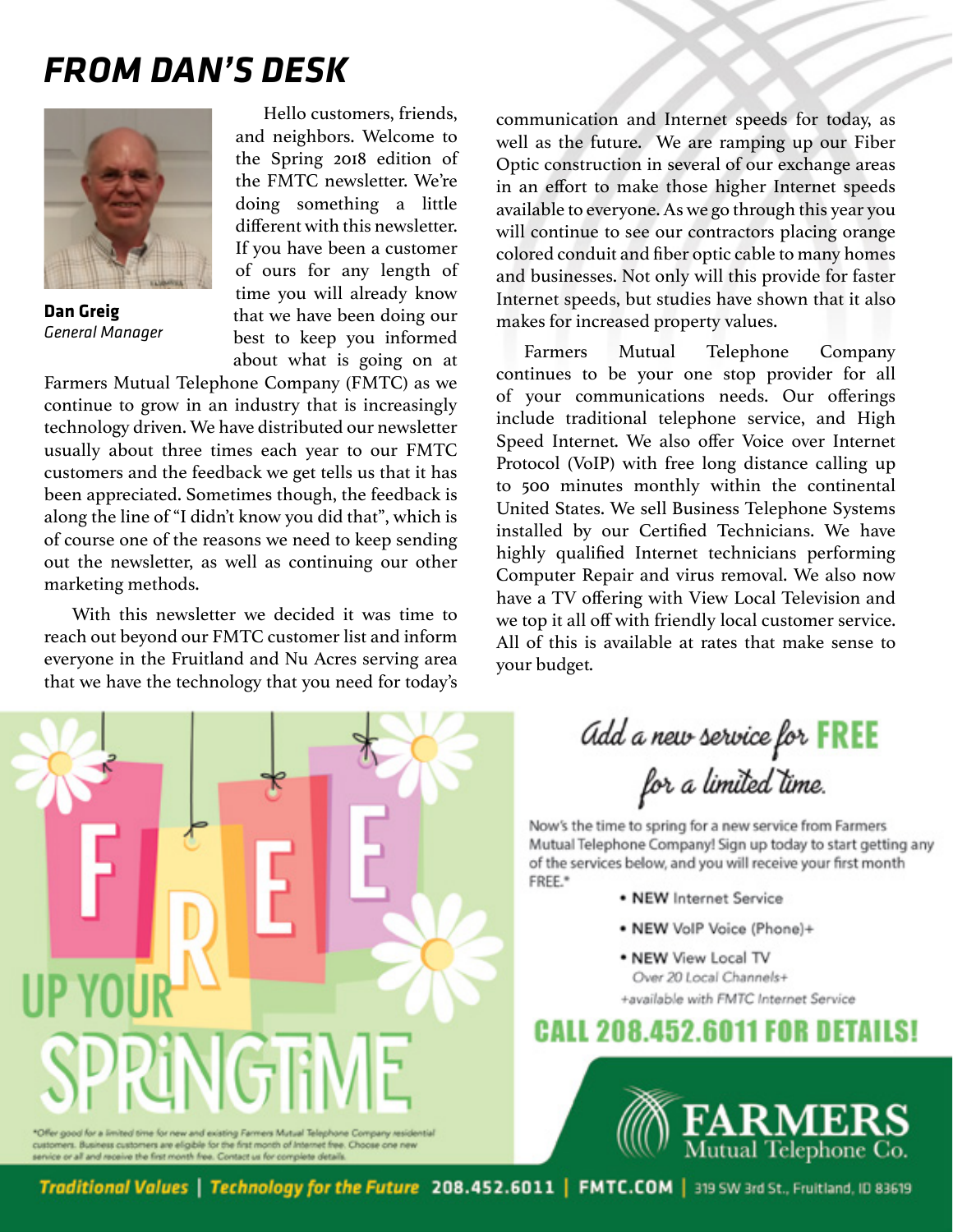# FROM DAN'S DESK

**Dan Greig**
*General Manager*

Hello customers, friends, and neighbors. Welcome to the Spring 2018 edition of the FMTC newsletter. We're doing something a little different with this newsletter. If you have been a customer of ours for any length of time you will already know that we have been doing our best to keep you informed about what is going on at Farmers Mutual Telephone Company (FMTC) as we continue to grow in an industry that is increasingly technology driven. We have distributed our newsletter usually about three times each year to our FMTC customers and the feedback we get tells us that it has been appreciated. Sometimes though, the feedback is along the line of "I didn't know you did that", which is of course one of the reasons we need to keep sending out the newsletter, as well as continuing our other marketing methods.

With this newsletter we decided it was time to reach out beyond our FMTC customer list and inform everyone in the Fruitland and Nu Acres serving area that we have the technology that you need for today's communication and Internet speeds for today, as well as the future. We are ramping up our Fiber Optic construction in several of our exchange areas in an effort to make those higher Internet speeds available to everyone. As we go through this year you will continue to see our contractors placing orange colored conduit and fiber optic cable to many homes and businesses. Not only will this provide for faster Internet speeds, but studies have shown that it also makes for increased property values.

Farmers Mutual Telephone Company continues to be your one stop provider for all of your communications needs. Our offerings include traditional telephone service, and High Speed Internet. We also offer Voice over Internet Protocol (VoIP) with free long distance calling up to 500 minutes monthly within the continental United States. We sell Business Telephone Systems installed by our Certified Technicians. We have highly qualified Internet technicians performing Computer Repair and virus removal. We also now have a TV offering with View Local Television and we top it all off with friendly local customer service. All of this is available at rates that make sense to your budget.

## FREE UP YOUR SPRINGTIME

*Offer good for a limited time for new and existing Farmers Mutual Telephone Company residential customers. Business customers are eligible for the first month of Internet free. Choose one new service or all and receive the first month free. Contact us for complete details.

## *Add a new service for* FREE *for a limited time.*

Now's the time to spring for a new service from Farmers Mutual Telephone Company! Sign up today to start getting any of the services below, and you will receive your first month FREE.*

- **NEW** Internet Service
- **NEW** VoIP Voice (Phone)+
- **NEW** View Local TV
  *Over 20 Local Channels+*

*+available with FMTC Internet Service*

**CALL 208.452.6011 FOR DETAILS!**

**FARMERS** Mutual Telephone Co.

*Traditional Values* | *Technology for the Future* 208.452.6011 | FMTC.COM | 319 SW 3rd St., Fruitland, ID 83619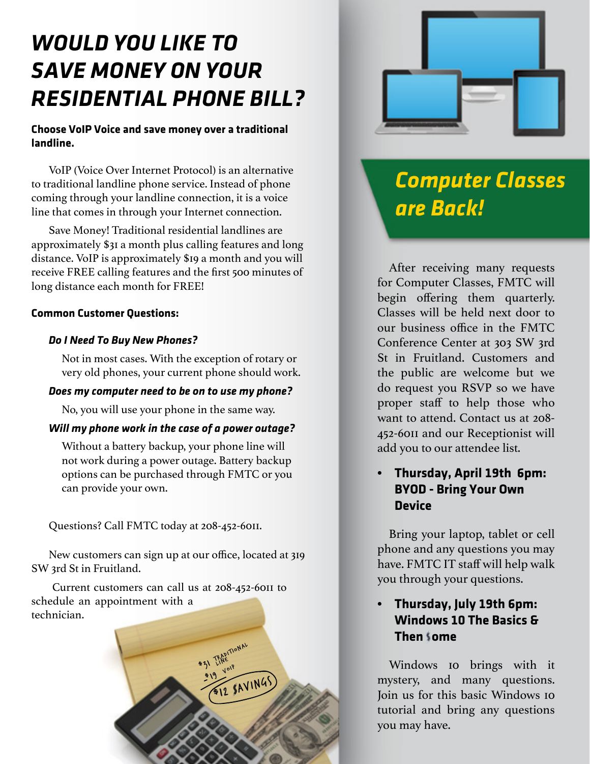# WOULD YOU LIKE TO SAVE MONEY ON YOUR RESIDENTIAL PHONE BILL?

**Choose VoIP Voice and save money over a traditional landline.**

VoIP (Voice Over Internet Protocol) is an alternative to traditional landline phone service. Instead of phone coming through your landline connection, it is a voice line that comes in through your Internet connection.

Save Money! Traditional residential landlines are approximately $31 a month plus calling features and long distance. VoIP is approximately $19 a month and you will receive FREE calling features and the first 500 minutes of long distance each month for FREE!

**Common Customer Questions:**

***Do I Need To Buy New Phones?***

Not in most cases. With the exception of rotary or very old phones, your current phone should work.

***Does my computer need to be on to use my phone?***

No, you will use your phone in the same way.

***Will my phone work in the case of a power outage?***

Without a battery backup, your phone line will not work during a power outage. Battery backup options can be purchased through FMTC or you can provide your own.

Questions? Call FMTC today at 208-452-6011.

New customers can sign up at our office, located at 319 SW 3rd St in Fruitland.

Current customers can call us at 208-452-6011 to schedule an appointment with a technician.

## *Computer Classes are Back!*

After receiving many requests for Computer Classes, FMTC will begin offering them quarterly. Classes will be held next door to our business office in the FMTC Conference Center at 303 SW 3rd St in Fruitland. Customers and the public are welcome but we do request you RSVP so we have proper staff to help those who want to attend. Contact us at 208-452-6011 and our Receptionist will add you to our attendee list.

- **Thursday, April 19th 6pm: BYOD - Bring Your Own Device**

Bring your laptop, tablet or cell phone and any questions you may have. FMTC IT staff will help walk you through your questions.

- **Thursday, July 19th 6pm: Windows 10 The Basics & Then Some**

Windows 10 brings with it mystery, and many questions. Join us for this basic Windows 10 tutorial and bring any questions you may have.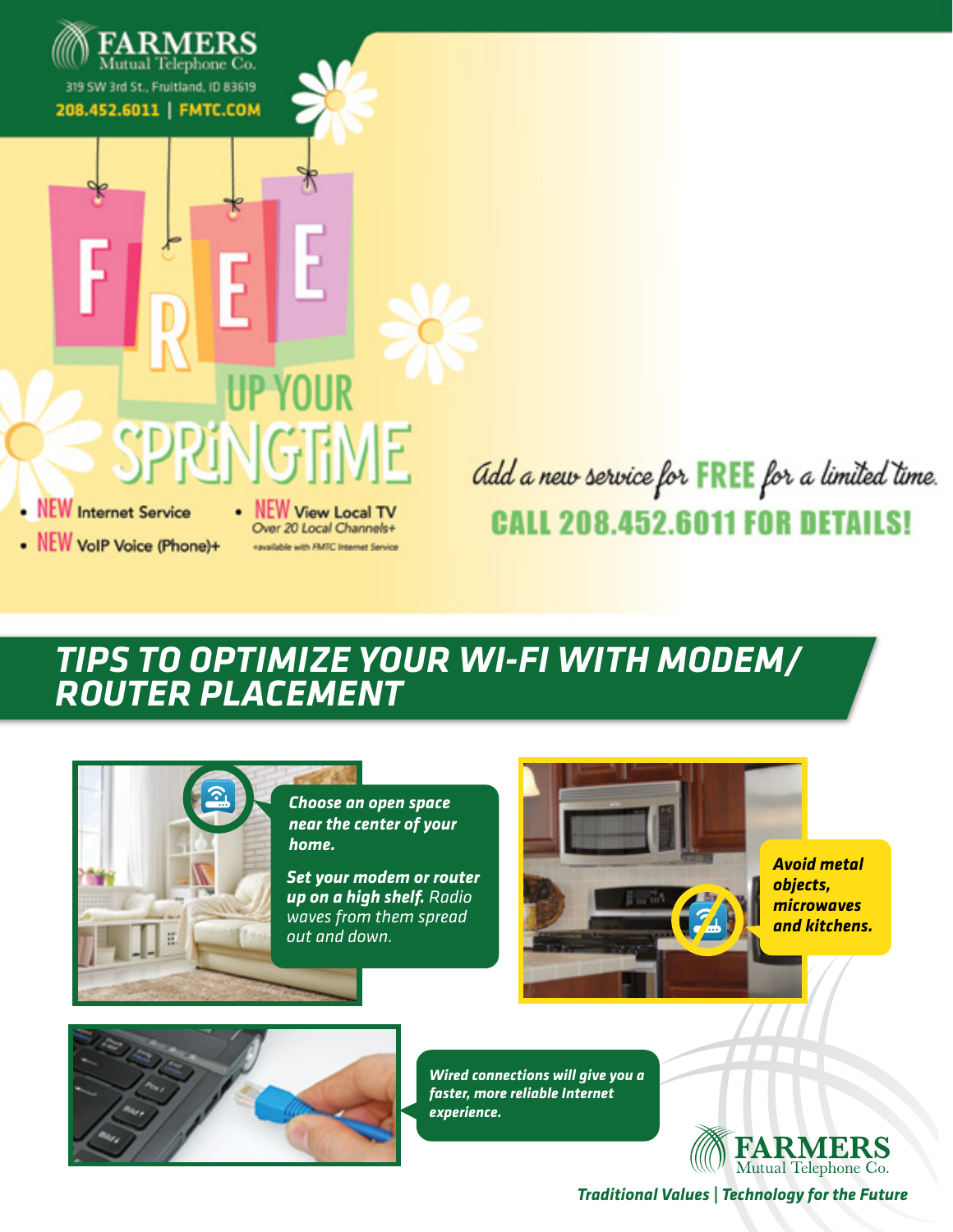**FARMERS**
Mutual Telephone Co.
319 SW 3rd St., Fruitland, ID 83619
208.452.6011 | FMTC.COM

# FREE UP YOUR SPRiNGTiME

- NEW Internet Service
- NEW VoIP Voice (Phone)+
- NEW View Local TV
  Over 20 Local Channels+

+available with FMTC Internet Service

*Add a new service for* **FREE** *for a limited time.*

**CALL 208.452.6011 FOR DETAILS!**

## TIPS TO OPTIMIZE YOUR WI-FI WITH MODEM/ ROUTER PLACEMENT

***Choose an open space near the center of your home.***

***Set your modem or router up on a high shelf.*** *Radio waves from them spread out and down.*

***Avoid metal objects, microwaves and kitchens.***

***Wired connections will give you a faster, more reliable Internet experience.***

**FARMERS**
Mutual Telephone Co.

***Traditional Values | Technology for the Future***